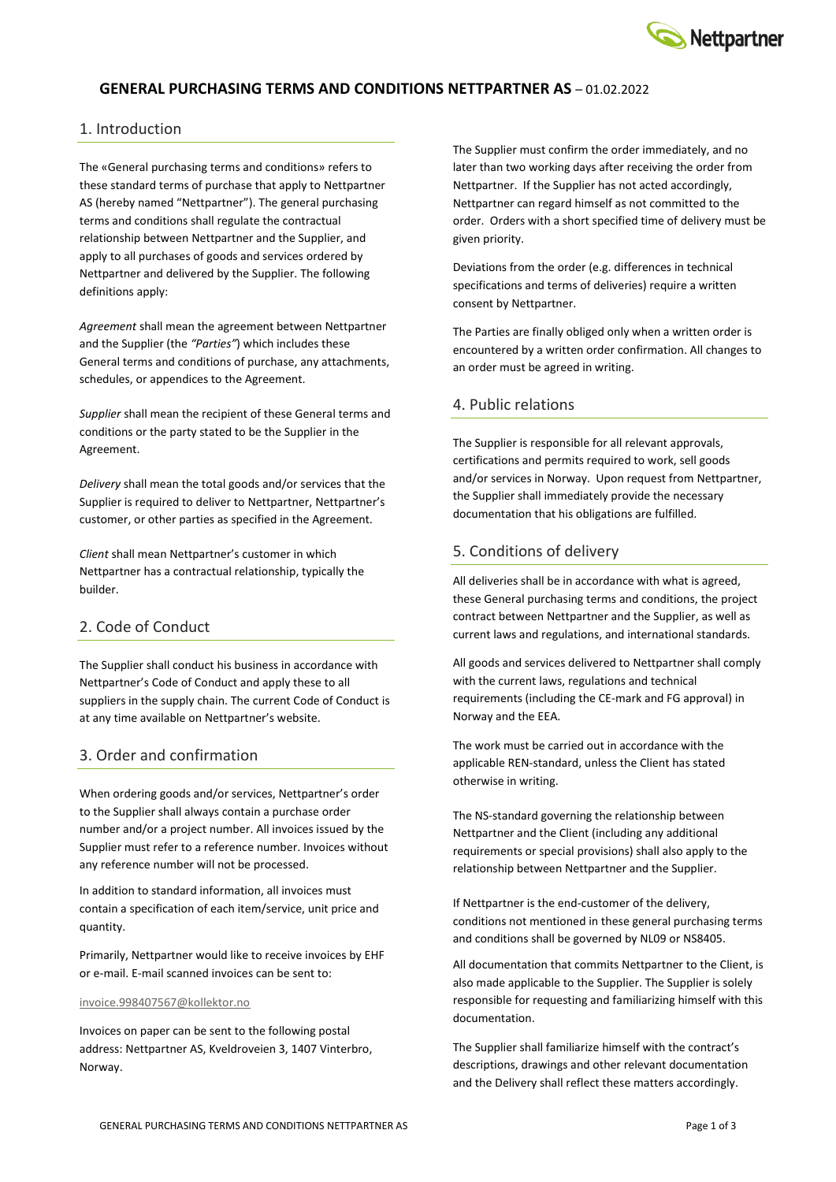# GENERAL PURCHASING TERMS AND CONDITIONS NETTPARTNER AS – 01.02.2022

## 1. Introduction

The «General purchasing terms and conditions» refers to these standard terms of purchase that apply to Nettpartner AS (hereby named "Nettpartner"). The general purchasing terms and conditions shall regulate the contractual relationship between Nettpartner and the Supplier, and apply to all purchases of goods and services ordered by Nettpartner and delivered by the Supplier. The following definitions apply:

*Agreement* shall mean the agreement between Nettpartner and the Supplier (the *"Parties"*) which includes these General terms and conditions of purchase, any attachments, schedules, or appendices to the Agreement.

*Supplier* shall mean the recipient of these General terms and conditions or the party stated to be the Supplier in the Agreement.

*Delivery* shall mean the total goods and/or services that the Supplier is required to deliver to Nettpartner, Nettpartner's customer, or other parties as specified in the Agreement.

*Client* shall mean Nettpartner's customer in which Nettpartner has a contractual relationship, typically the builder.

## 2. Code of Conduct

The Supplier shall conduct his business in accordance with Nettpartner's Code of Conduct and apply these to all suppliers in the supply chain. The current Code of Conduct is at any time available on Nettpartner's website.

## 3. Order and confirmation

When ordering goods and/or services, Nettpartner's order to the Supplier shall always contain a purchase order number and/or a project number. All invoices issued by the Supplier must refer to a reference number. Invoices without any reference number will not be processed.

In addition to standard information, all invoices must contain a specification of each item/service, unit price and quantity.

Primarily, Nettpartner would like to receive invoices by EHF or e-mail. E-mail scanned invoices can be sent to:

invoice.998407567@kollektor.no

Invoices on paper can be sent to the following postal address: Nettpartner AS, Kveldroveien 3, 1407 Vinterbro, Norway.

The Supplier must confirm the order immediately, and no later than two working days after receiving the order from Nettpartner. If the Supplier has not acted accordingly, Nettpartner can regard himself as not committed to the order. Orders with a short specified time of delivery must be given priority.

Deviations from the order (e.g. differences in technical specifications and terms of deliveries) require a written consent by Nettpartner.

The Parties are finally obliged only when a written order is encountered by a written order confirmation. All changes to an order must be agreed in writing.

## 4. Public relations

The Supplier is responsible for all relevant approvals, certifications and permits required to work, sell goods and/or services in Norway. Upon request from Nettpartner, the Supplier shall immediately provide the necessary documentation that his obligations are fulfilled.

## 5. Conditions of delivery

All deliveries shall be in accordance with what is agreed, these General purchasing terms and conditions, the project contract between Nettpartner and the Supplier, as well as current laws and regulations, and international standards.

All goods and services delivered to Nettpartner shall comply with the current laws, regulations and technical requirements (including the CE-mark and FG approval) in Norway and the EEA.

The work must be carried out in accordance with the applicable REN-standard, unless the Client has stated otherwise in writing.

The NS-standard governing the relationship between Nettpartner and the Client (including any additional requirements or special provisions) shall also apply to the relationship between Nettpartner and the Supplier.

If Nettpartner is the end-customer of the delivery, conditions not mentioned in these general purchasing terms and conditions shall be governed by NL09 or NS8405.

All documentation that commits Nettpartner to the Client, is also made applicable to the Supplier. The Supplier is solely responsible for requesting and familiarizing himself with this documentation.

The Supplier shall familiarize himself with the contract's descriptions, drawings and other relevant documentation and the Delivery shall reflect these matters accordingly.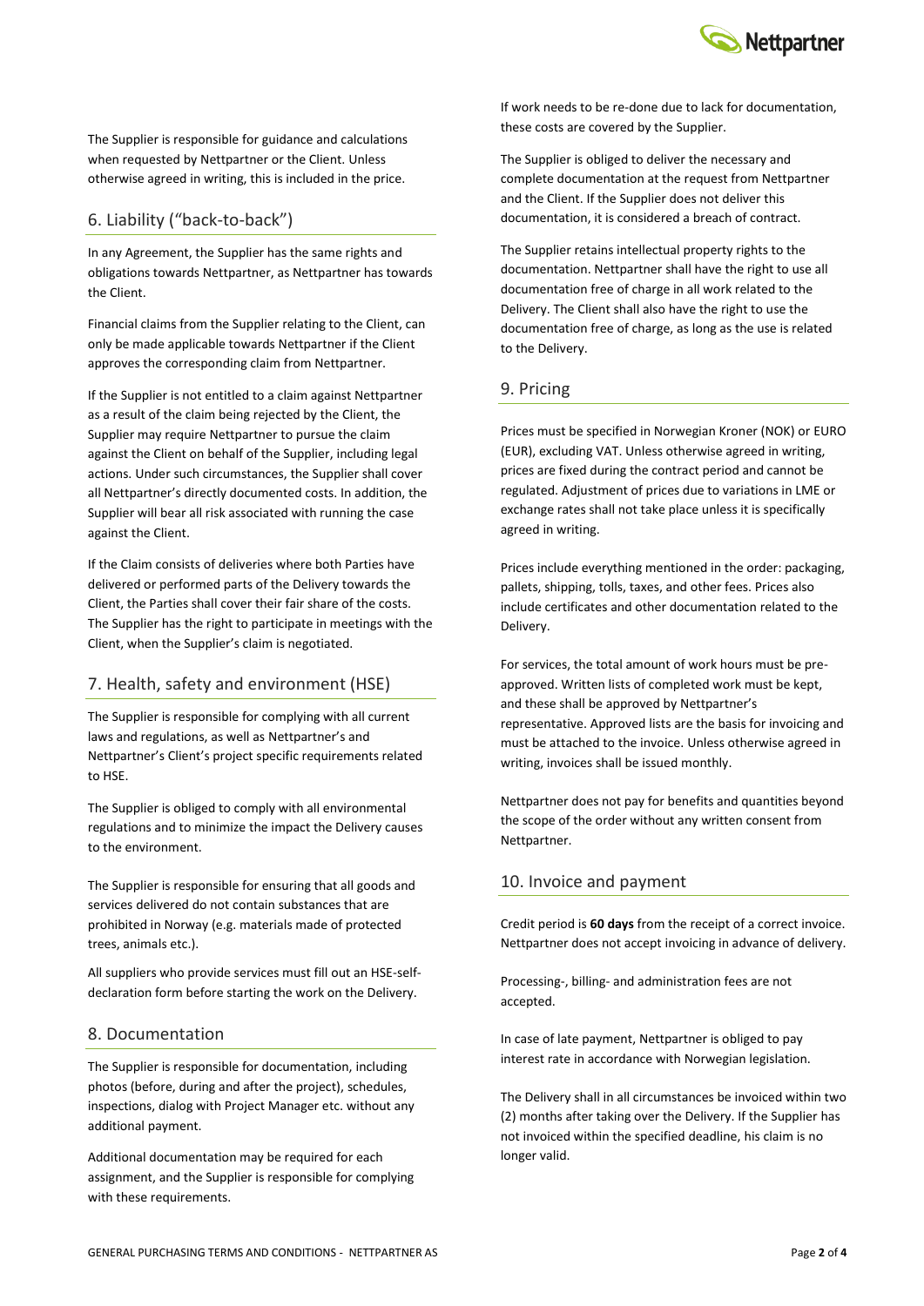The Supplier is responsible for guidance and calculations when requested by Nettpartner or the Client. Unless otherwise agreed in writing, this is included in the price.

## 6. Liability ("back-to-back")

In any Agreement, the Supplier has the same rights and obligations towards Nettpartner, as Nettpartner has towards the Client.

Financial claims from the Supplier relating to the Client, can only be made applicable towards Nettpartner if the Client approves the corresponding claim from Nettpartner.

If the Supplier is not entitled to a claim against Nettpartner as a result of the claim being rejected by the Client, the Supplier may require Nettpartner to pursue the claim against the Client on behalf of the Supplier, including legal actions. Under such circumstances, the Supplier shall cover all Nettpartner's directly documented costs. In addition, the Supplier will bear all risk associated with running the case against the Client.

If the Claim consists of deliveries where both Parties have delivered or performed parts of the Delivery towards the Client, the Parties shall cover their fair share of the costs. The Supplier has the right to participate in meetings with the Client, when the Supplier's claim is negotiated.

## 7. Health, safety and environment (HSE)

The Supplier is responsible for complying with all current laws and regulations, as well as Nettpartner's and Nettpartner's Client's project specific requirements related to HSE.

The Supplier is obliged to comply with all environmental regulations and to minimize the impact the Delivery causes to the environment.

The Supplier is responsible for ensuring that all goods and services delivered do not contain substances that are prohibited in Norway (e.g. materials made of protected trees, animals etc.).

All suppliers who provide services must fill out an HSE-self-declaration form before starting the work on the Delivery.

## 8. Documentation

The Supplier is responsible for documentation, including photos (before, during and after the project), schedules, inspections, dialog with Project Manager etc. without any additional payment.

Additional documentation may be required for each assignment, and the Supplier is responsible for complying with these requirements.

If work needs to be re-done due to lack for documentation, these costs are covered by the Supplier.

The Supplier is obliged to deliver the necessary and complete documentation at the request from Nettpartner and the Client. If the Supplier does not deliver this documentation, it is considered a breach of contract.

The Supplier retains intellectual property rights to the documentation. Nettpartner shall have the right to use all documentation free of charge in all work related to the Delivery. The Client shall also have the right to use the documentation free of charge, as long as the use is related to the Delivery.

## 9. Pricing

Prices must be specified in Norwegian Kroner (NOK) or EURO (EUR), excluding VAT. Unless otherwise agreed in writing, prices are fixed during the contract period and cannot be regulated. Adjustment of prices due to variations in LME or exchange rates shall not take place unless it is specifically agreed in writing.

Prices include everything mentioned in the order: packaging, pallets, shipping, tolls, taxes, and other fees. Prices also include certificates and other documentation related to the Delivery.

For services, the total amount of work hours must be pre-approved. Written lists of completed work must be kept, and these shall be approved by Nettpartner's representative. Approved lists are the basis for invoicing and must be attached to the invoice. Unless otherwise agreed in writing, invoices shall be issued monthly.

Nettpartner does not pay for benefits and quantities beyond the scope of the order without any written consent from Nettpartner.

## 10. Invoice and payment

Credit period is **60 days** from the receipt of a correct invoice. Nettpartner does not accept invoicing in advance of delivery.

Processing-, billing- and administration fees are not accepted.

In case of late payment, Nettpartner is obliged to pay interest rate in accordance with Norwegian legislation.

The Delivery shall in all circumstances be invoiced within two (2) months after taking over the Delivery. If the Supplier has not invoiced within the specified deadline, his claim is no longer valid.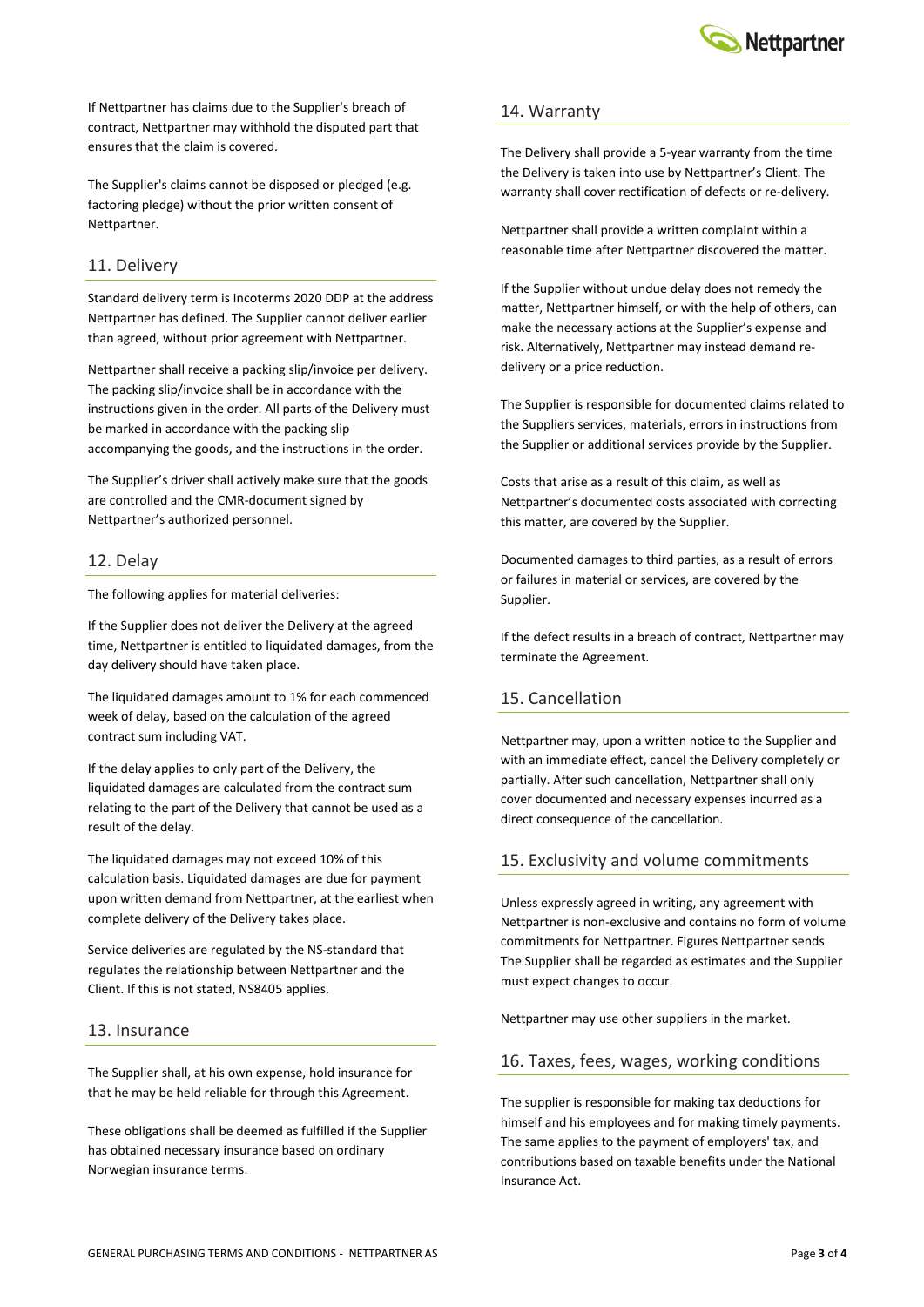If Nettpartner has claims due to the Supplier's breach of contract, Nettpartner may withhold the disputed part that ensures that the claim is covered.

The Supplier's claims cannot be disposed or pledged (e.g. factoring pledge) without the prior written consent of Nettpartner.

## 11. Delivery

Standard delivery term is Incoterms 2020 DDP at the address Nettpartner has defined. The Supplier cannot deliver earlier than agreed, without prior agreement with Nettpartner.

Nettpartner shall receive a packing slip/invoice per delivery. The packing slip/invoice shall be in accordance with the instructions given in the order. All parts of the Delivery must be marked in accordance with the packing slip accompanying the goods, and the instructions in the order.

The Supplier's driver shall actively make sure that the goods are controlled and the CMR-document signed by Nettpartner's authorized personnel.

## 12. Delay

The following applies for material deliveries:

If the Supplier does not deliver the Delivery at the agreed time, Nettpartner is entitled to liquidated damages, from the day delivery should have taken place.

The liquidated damages amount to 1% for each commenced week of delay, based on the calculation of the agreed contract sum including VAT.

If the delay applies to only part of the Delivery, the liquidated damages are calculated from the contract sum relating to the part of the Delivery that cannot be used as a result of the delay.

The liquidated damages may not exceed 10% of this calculation basis. Liquidated damages are due for payment upon written demand from Nettpartner, at the earliest when complete delivery of the Delivery takes place.

Service deliveries are regulated by the NS-standard that regulates the relationship between Nettpartner and the Client. If this is not stated, NS8405 applies.

## 13. Insurance

The Supplier shall, at his own expense, hold insurance for that he may be held reliable for through this Agreement.

These obligations shall be deemed as fulfilled if the Supplier has obtained necessary insurance based on ordinary Norwegian insurance terms.

## 14. Warranty

The Delivery shall provide a 5-year warranty from the time the Delivery is taken into use by Nettpartner's Client. The warranty shall cover rectification of defects or re-delivery.

Nettpartner shall provide a written complaint within a reasonable time after Nettpartner discovered the matter.

If the Supplier without undue delay does not remedy the matter, Nettpartner himself, or with the help of others, can make the necessary actions at the Supplier's expense and risk. Alternatively, Nettpartner may instead demand re-delivery or a price reduction.

The Supplier is responsible for documented claims related to the Suppliers services, materials, errors in instructions from the Supplier or additional services provide by the Supplier.

Costs that arise as a result of this claim, as well as Nettpartner's documented costs associated with correcting this matter, are covered by the Supplier.

Documented damages to third parties, as a result of errors or failures in material or services, are covered by the Supplier.

If the defect results in a breach of contract, Nettpartner may terminate the Agreement.

## 15. Cancellation

Nettpartner may, upon a written notice to the Supplier and with an immediate effect, cancel the Delivery completely or partially. After such cancellation, Nettpartner shall only cover documented and necessary expenses incurred as a direct consequence of the cancellation.

## 15. Exclusivity and volume commitments

Unless expressly agreed in writing, any agreement with Nettpartner is non-exclusive and contains no form of volume commitments for Nettpartner. Figures Nettpartner sends The Supplier shall be regarded as estimates and the Supplier must expect changes to occur.

Nettpartner may use other suppliers in the market.

## 16. Taxes, fees, wages, working conditions

The supplier is responsible for making tax deductions for himself and his employees and for making timely payments. The same applies to the payment of employers' tax, and contributions based on taxable benefits under the National Insurance Act.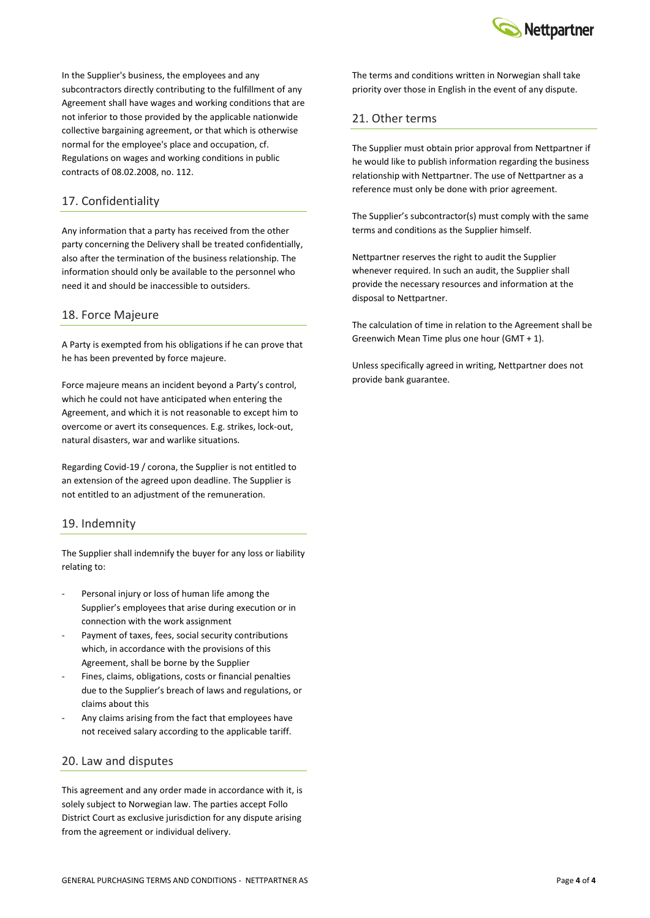In the Supplier's business, the employees and any subcontractors directly contributing to the fulfillment of any Agreement shall have wages and working conditions that are not inferior to those provided by the applicable nationwide collective bargaining agreement, or that which is otherwise normal for the employee's place and occupation, cf. Regulations on wages and working conditions in public contracts of 08.02.2008, no. 112.

## 17. Confidentiality

Any information that a party has received from the other party concerning the Delivery shall be treated confidentially, also after the termination of the business relationship. The information should only be available to the personnel who need it and should be inaccessible to outsiders.

## 18. Force Majeure

A Party is exempted from his obligations if he can prove that he has been prevented by force majeure.

Force majeure means an incident beyond a Party's control, which he could not have anticipated when entering the Agreement, and which it is not reasonable to except him to overcome or avert its consequences. E.g. strikes, lock-out, natural disasters, war and warlike situations.

Regarding Covid-19 / corona, the Supplier is not entitled to an extension of the agreed upon deadline. The Supplier is not entitled to an adjustment of the remuneration.

## 19. Indemnity

The Supplier shall indemnify the buyer for any loss or liability relating to:

- Personal injury or loss of human life among the Supplier's employees that arise during execution or in connection with the work assignment
- Payment of taxes, fees, social security contributions which, in accordance with the provisions of this Agreement, shall be borne by the Supplier
- Fines, claims, obligations, costs or financial penalties due to the Supplier's breach of laws and regulations, or claims about this
- Any claims arising from the fact that employees have not received salary according to the applicable tariff.

## 20. Law and disputes

This agreement and any order made in accordance with it, is solely subject to Norwegian law. The parties accept Follo District Court as exclusive jurisdiction for any dispute arising from the agreement or individual delivery.

The terms and conditions written in Norwegian shall take priority over those in English in the event of any dispute.

## 21. Other terms

The Supplier must obtain prior approval from Nettpartner if he would like to publish information regarding the business relationship with Nettpartner. The use of Nettpartner as a reference must only be done with prior agreement.

The Supplier's subcontractor(s) must comply with the same terms and conditions as the Supplier himself.

Nettpartner reserves the right to audit the Supplier whenever required. In such an audit, the Supplier shall provide the necessary resources and information at the disposal to Nettpartner.

The calculation of time in relation to the Agreement shall be Greenwich Mean Time plus one hour (GMT + 1).

Unless specifically agreed in writing, Nettpartner does not provide bank guarantee.